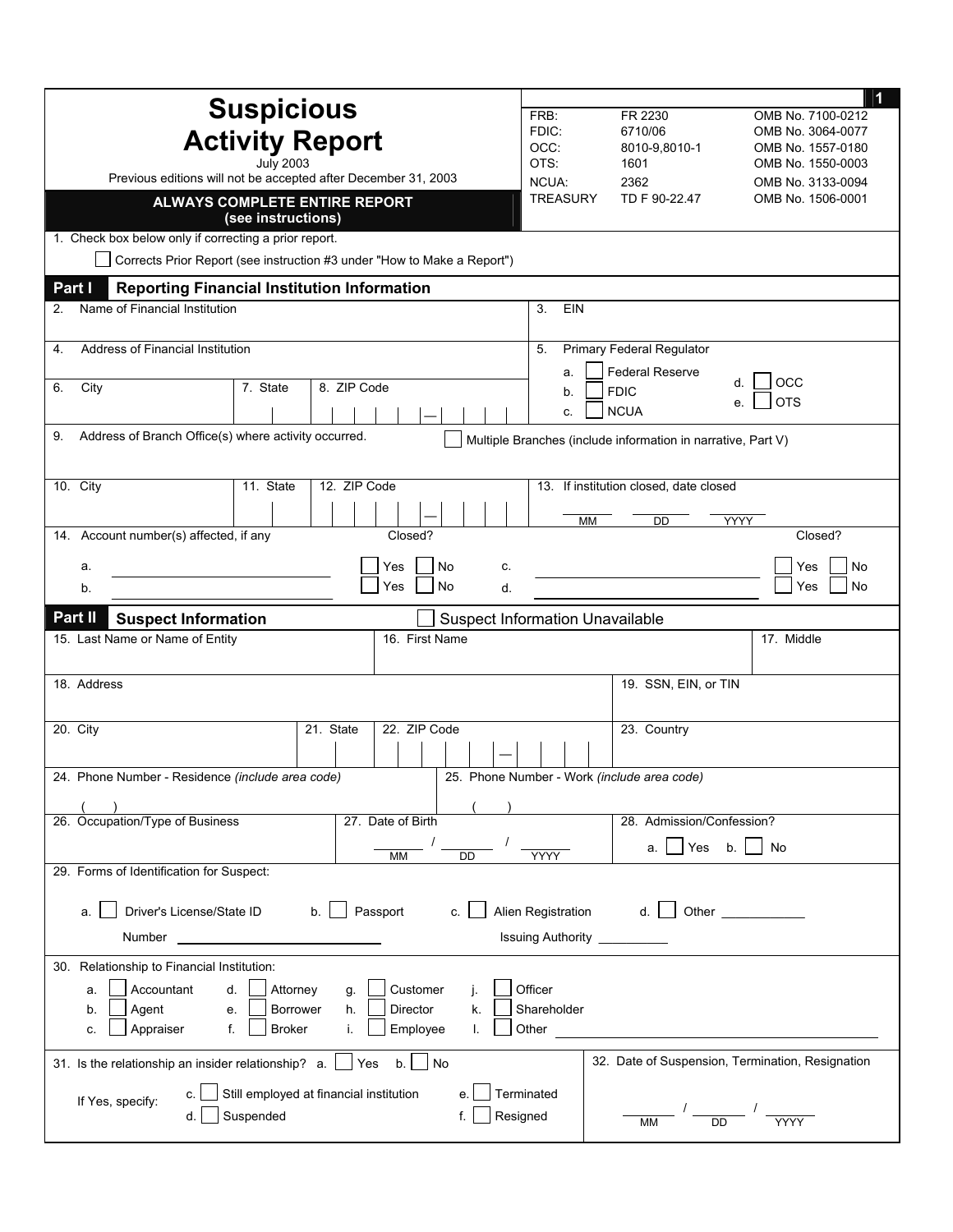# Suspicious Activity Report

July 2003

Previous editions will not be accepted after December 31, 2003

**ALWAYS COMPLETE ENTIRE REPORT (see instructions)**

| | | |
|---|---|---|
| FRB: | FR 2230 | OMB No. 7100-0212 |
| FDIC: | 6710/06 | OMB No. 3064-0077 |
| OCC: | 8010-9,8010-1 | OMB No. 1557-0180 |
| OTS: | 1601 | OMB No. 1550-0003 |
| NCUA: | 2362 | OMB No. 3133-0094 |
| TREASURY | TD F 90-22.47 | OMB No. 1506-0001 |

1. Check box below only if correcting a prior report.

☐ Corrects Prior Report (see instruction #3 under "How to Make a Report")

## Part I Reporting Financial Institution Information

2. Name of Financial Institution

3. EIN

4. Address of Financial Institution

5. Primary Federal Regulator
   - a. ☐ Federal Reserve
   - b. ☐ FDIC
   - c. ☐ NCUA
   - d. ☐ OCC
   - e. ☐ OTS

6. City

7. State

8. ZIP Code

9. Address of Branch Office(s) where activity occurred. ☐ Multiple Branches (include information in narrative, Part V)

10. City

11. State

12. ZIP Code

13. If institution closed, date closed ______ MM ______ DD ______ YYYY

14. Account number(s) affected, if any

| | Account | Closed? | | Account | Closed? |
|---|---|---|---|---|---|
| a. | ____________ | ☐ Yes ☐ No | c. | ____________ | ☐ Yes ☐ No |
| b. | ____________ | ☐ Yes ☐ No | d. | ____________ | ☐ Yes ☐ No |

## Part II Suspect Information

☐ Suspect Information Unavailable

15. Last Name or Name of Entity

16. First Name

17. Middle

18. Address

19. SSN, EIN, or TIN

20. City

21. State

22. ZIP Code

23. Country

24. Phone Number - Residence *(include area code)* ( )

25. Phone Number - Work *(include area code)* ( )

26. Occupation/Type of Business

27. Date of Birth ______ MM / ______ DD / ______ YYYY

28. Admission/Confession? a. ☐ Yes b. ☐ No

29. Forms of Identification for Suspect:

a. ☐ Driver's License/State ID b. ☐ Passport c. ☐ Alien Registration d. ☐ Other ____________

Number ____________________ Issuing Authority __________

30. Relationship to Financial Institution:

| | | | |
|---|---|---|---|
| a. ☐ Accountant | d. ☐ Attorney | g. ☐ Customer | j. ☐ Officer |
| b. ☐ Agent | e. ☐ Borrower | h. ☐ Director | k. ☐ Shareholder |
| c. ☐ Appraiser | f. ☐ Broker | i. ☐ Employee | l. ☐ Other ____________ |

31. Is the relationship an insider relationship? a. ☐ Yes b. ☐ No

If Yes, specify:
- c. ☐ Still employed at financial institution
- d. ☐ Suspended
- e. ☐ Terminated
- f. ☐ Resigned

32. Date of Suspension, Termination, Resignation ______ MM / ______ DD / ______ YYYY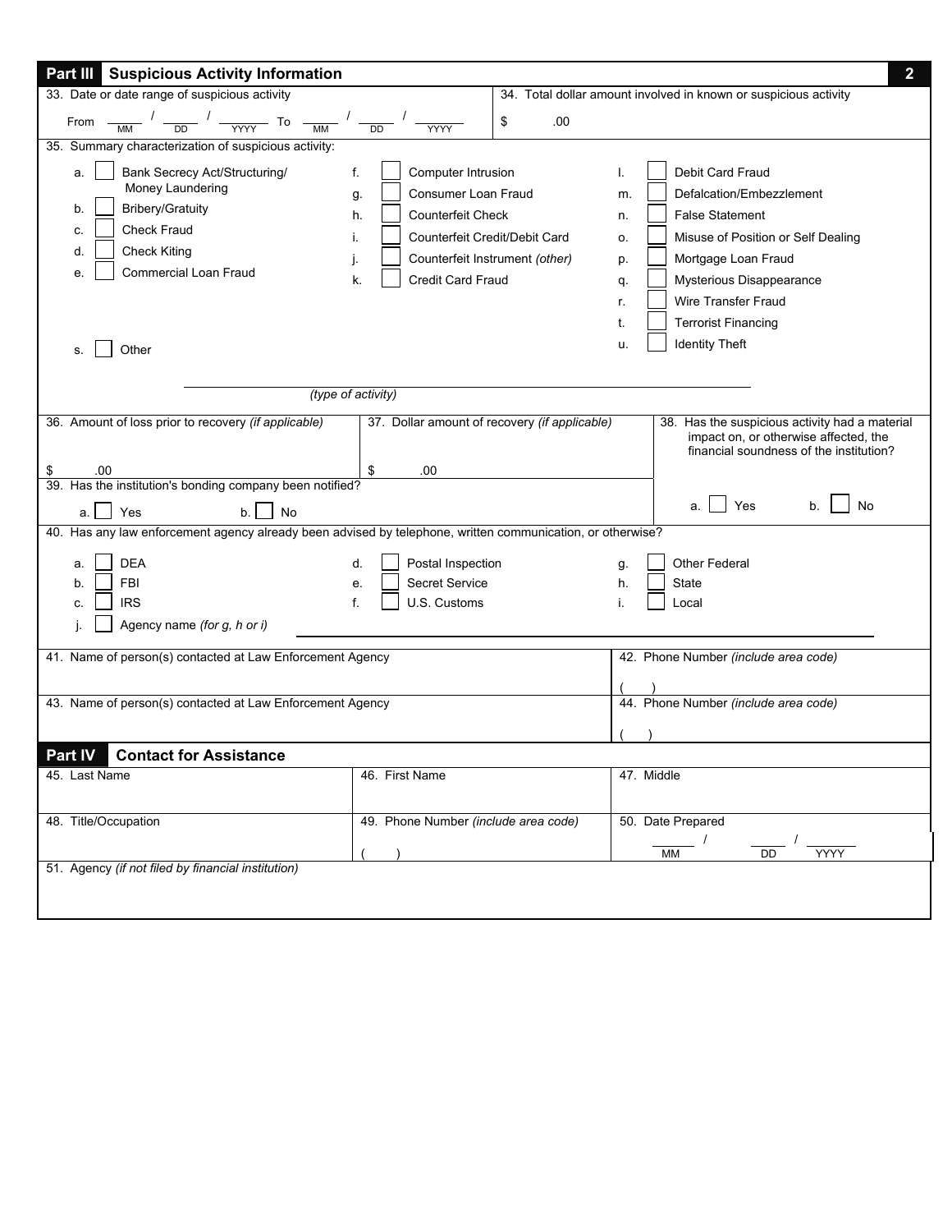## Part III Suspicious Activity Information

**33.** Date or date range of suspicious activity

From ____ / ____ / ______ To ____ / ____ / ______
MM DD YYYY MM DD YYYY

**34.** Total dollar amount involved in known or suspicious activity

$ .00

**35.** Summary characterization of suspicious activity:

- a. ☐ Bank Secrecy Act/Structuring/ Money Laundering
- b. ☐ Bribery/Gratuity
- c. ☐ Check Fraud
- d. ☐ Check Kiting
- e. ☐ Commercial Loan Fraud
- f. ☐ Computer Intrusion
- g. ☐ Consumer Loan Fraud
- h. ☐ Counterfeit Check
- i. ☐ Counterfeit Credit/Debit Card
- j. ☐ Counterfeit Instrument *(other)*
- k. ☐ Credit Card Fraud
- l. ☐ Debit Card Fraud
- m. ☐ Defalcation/Embezzlement
- n. ☐ False Statement
- o. ☐ Misuse of Position or Self Dealing
- p. ☐ Mortgage Loan Fraud
- q. ☐ Mysterious Disappearance
- r. ☐ Wire Transfer Fraud
- t. ☐ Terrorist Financing
- u. ☐ Identity Theft
- s. ☐ Other ______________________________
*(type of activity)*

**36.** Amount of loss prior to recovery *(if applicable)*

$ .00

**37.** Dollar amount of recovery *(if applicable)*

$ .00

**38.** Has the suspicious activity had a material impact on, or otherwise affected, the financial soundness of the institution?

a. ☐ Yes b. ☐ No

**39.** Has the institution's bonding company been notified?

a. ☐ Yes b. ☐ No

**40.** Has any law enforcement agency already been advised by telephone, written communication, or otherwise?

- a. ☐ DEA
- b. ☐ FBI
- c. ☐ IRS
- d. ☐ Postal Inspection
- e. ☐ Secret Service
- f. ☐ U.S. Customs
- g. ☐ Other Federal
- h. ☐ State
- i. ☐ Local
- j. ☐ Agency name *(for g, h or i)* ______________________________

**41.** Name of person(s) contacted at Law Enforcement Agency

**42.** Phone Number *(include area code)*

( )

**43.** Name of person(s) contacted at Law Enforcement Agency

**44.** Phone Number *(include area code)*

( )

## Part IV Contact for Assistance

| 45. Last Name | 46. First Name | 47. Middle |
|---|---|---|
| | | |

| 48. Title/Occupation | 49. Phone Number *(include area code)* | 50. Date Prepared |
|---|---|---|
| | ( ) | ____ / ____ / ______ (MM DD YYYY) |

**51.** Agency *(if not filed by financial institution)*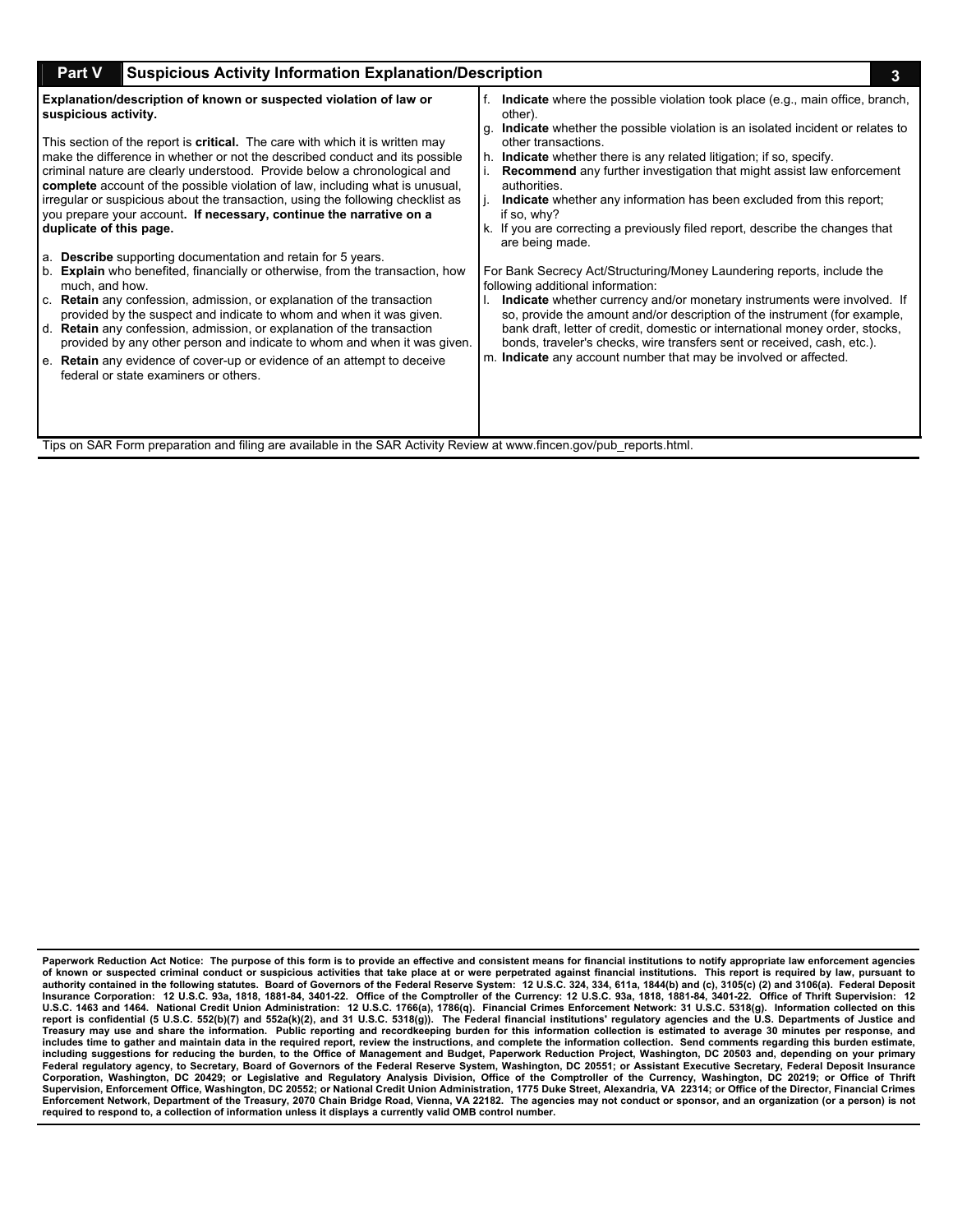## Part V Suspicious Activity Information Explanation/Description

**Explanation/description of known or suspected violation of law or suspicious activity.**

This section of the report is **critical.** The care with which it is written may make the difference in whether or not the described conduct and its possible criminal nature are clearly understood. Provide below a chronological and **complete** account of the possible violation of law, including what is unusual, irregular or suspicious about the transaction, using the following checklist as you prepare your account**. If necessary, continue the narrative on a duplicate of this page.**

a. **Describe** supporting documentation and retain for 5 years.
b. **Explain** who benefited, financially or otherwise, from the transaction, how much, and how.
c. **Retain** any confession, admission, or explanation of the transaction provided by the suspect and indicate to whom and when it was given.
d. **Retain** any confession, admission, or explanation of the transaction provided by any other person and indicate to whom and when it was given.
e. **Retain** any evidence of cover-up or evidence of an attempt to deceive federal or state examiners or others.
f. **Indicate** where the possible violation took place (e.g., main office, branch, other).
g. **Indicate** whether the possible violation is an isolated incident or relates to other transactions.
h. **Indicate** whether there is any related litigation; if so, specify.
i. **Recommend** any further investigation that might assist law enforcement authorities.
j. **Indicate** whether any information has been excluded from this report; if so, why?
k. If you are correcting a previously filed report, describe the changes that are being made.

For Bank Secrecy Act/Structuring/Money Laundering reports, include the following additional information:

l. **Indicate** whether currency and/or monetary instruments were involved. If so, provide the amount and/or description of the instrument (for example, bank draft, letter of credit, domestic or international money order, stocks, bonds, traveler's checks, wire transfers sent or received, cash, etc.).
m. **Indicate** any account number that may be involved or affected.

Tips on SAR Form preparation and filing are available in the SAR Activity Review at www.fincen.gov/pub_reports.html.

**Paperwork Reduction Act Notice: The purpose of this form is to provide an effective and consistent means for financial institutions to notify appropriate law enforcement agencies of known or suspected criminal conduct or suspicious activities that take place at or were perpetrated against financial institutions. This report is required by law, pursuant to authority contained in the following statutes. Board of Governors of the Federal Reserve System: 12 U.S.C. 324, 334, 611a, 1844(b) and (c), 3105(c) (2) and 3106(a). Federal Deposit Insurance Corporation: 12 U.S.C. 93a, 1818, 1881-84, 3401-22. Office of the Comptroller of the Currency: 12 U.S.C. 93a, 1818, 1881-84, 3401-22. Office of Thrift Supervision: 12 U.S.C. 1463 and 1464. National Credit Union Administration: 12 U.S.C. 1766(a), 1786(q). Financial Crimes Enforcement Network: 31 U.S.C. 5318(g). Information collected on this report is confidential (5 U.S.C. 552(b)(7) and 552a(k)(2), and 31 U.S.C. 5318(g)). The Federal financial institutions' regulatory agencies and the U.S. Departments of Justice and Treasury may use and share the information. Public reporting and recordkeeping burden for this information collection is estimated to average 30 minutes per response, and includes time to gather and maintain data in the required report, review the instructions, and complete the information collection. Send comments regarding this burden estimate, including suggestions for reducing the burden, to the Office of Management and Budget, Paperwork Reduction Project, Washington, DC 20503 and, depending on your primary Federal regulatory agency, to Secretary, Board of Governors of the Federal Reserve System, Washington, DC 20551; or Assistant Executive Secretary, Federal Deposit Insurance Corporation, Washington, DC 20429; or Legislative and Regulatory Analysis Division, Office of the Comptroller of the Currency, Washington, DC 20219; or Office of Thrift Supervision, Enforcement Office, Washington, DC 20552; or National Credit Union Administration, 1775 Duke Street, Alexandria, VA 22314; or Office of the Director, Financial Crimes Enforcement Network, Department of the Treasury, 2070 Chain Bridge Road, Vienna, VA 22182. The agencies may not conduct or sponsor, and an organization (or a person) is not required to respond to, a collection of information unless it displays a currently valid OMB control number.**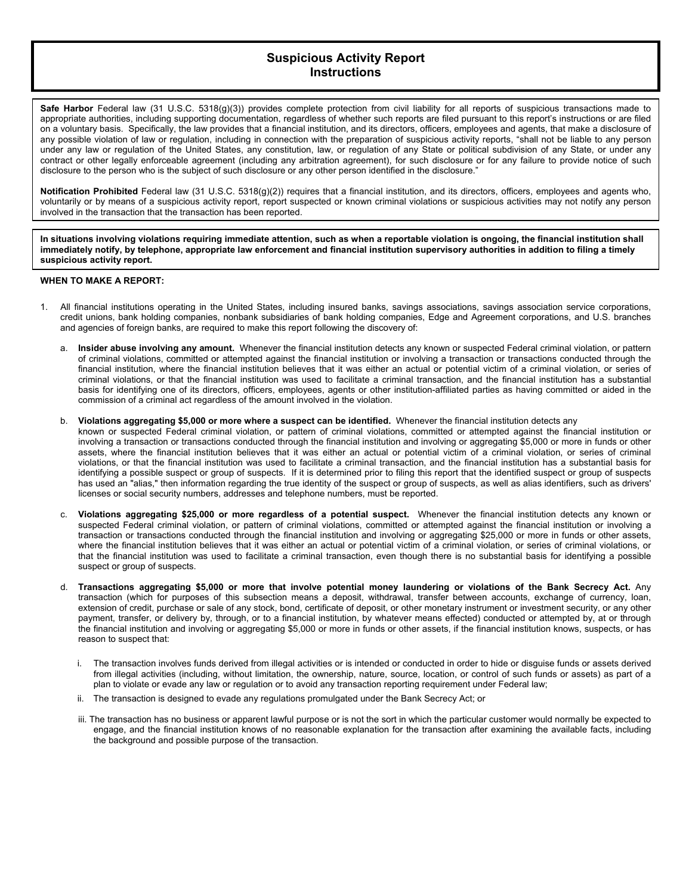# Suspicious Activity Report Instructions

**Safe Harbor** Federal law (31 U.S.C. 5318(g)(3)) provides complete protection from civil liability for all reports of suspicious transactions made to appropriate authorities, including supporting documentation, regardless of whether such reports are filed pursuant to this report's instructions or are filed on a voluntary basis. Specifically, the law provides that a financial institution, and its directors, officers, employees and agents, that make a disclosure of any possible violation of law or regulation, including in connection with the preparation of suspicious activity reports, "shall not be liable to any person under any law or regulation of the United States, any constitution, law, or regulation of any State or political subdivision of any State, or under any contract or other legally enforceable agreement (including any arbitration agreement), for such disclosure or for any failure to provide notice of such disclosure to the person who is the subject of such disclosure or any other person identified in the disclosure."

**Notification Prohibited** Federal law (31 U.S.C. 5318(g)(2)) requires that a financial institution, and its directors, officers, employees and agents who, voluntarily or by means of a suspicious activity report, report suspected or known criminal violations or suspicious activities may not notify any person involved in the transaction that the transaction has been reported.

**In situations involving violations requiring immediate attention, such as when a reportable violation is ongoing, the financial institution shall immediately notify, by telephone, appropriate law enforcement and financial institution supervisory authorities in addition to filing a timely suspicious activity report.**

**WHEN TO MAKE A REPORT:**

1. All financial institutions operating in the United States, including insured banks, savings associations, savings association service corporations, credit unions, bank holding companies, nonbank subsidiaries of bank holding companies, Edge and Agreement corporations, and U.S. branches and agencies of foreign banks, are required to make this report following the discovery of:

   a. **Insider abuse involving any amount.** Whenever the financial institution detects any known or suspected Federal criminal violation, or pattern of criminal violations, committed or attempted against the financial institution or involving a transaction or transactions conducted through the financial institution, where the financial institution believes that it was either an actual or potential victim of a criminal violation, or series of criminal violations, or that the financial institution was used to facilitate a criminal transaction, and the financial institution has a substantial basis for identifying one of its directors, officers, employees, agents or other institution-affiliated parties as having committed or aided in the commission of a criminal act regardless of the amount involved in the violation.

   b. **Violations aggregating $5,000 or more where a suspect can be identified.** Whenever the financial institution detects any known or suspected Federal criminal violation, or pattern of criminal violations, committed or attempted against the financial institution or involving a transaction or transactions conducted through the financial institution and involving or aggregating $5,000 or more in funds or other assets, where the financial institution believes that it was either an actual or potential victim of a criminal violation, or series of criminal violations, or that the financial institution was used to facilitate a criminal transaction, and the financial institution has a substantial basis for identifying a possible suspect or group of suspects. If it is determined prior to filing this report that the identified suspect or group of suspects has used an "alias," then information regarding the true identity of the suspect or group of suspects, as well as alias identifiers, such as drivers' licenses or social security numbers, addresses and telephone numbers, must be reported.

   c. **Violations aggregating $25,000 or more regardless of a potential suspect.** Whenever the financial institution detects any known or suspected Federal criminal violation, or pattern of criminal violations, committed or attempted against the financial institution or involving a transaction or transactions conducted through the financial institution and involving or aggregating $25,000 or more in funds or other assets, where the financial institution believes that it was either an actual or potential victim of a criminal violation, or series of criminal violations, or that the financial institution was used to facilitate a criminal transaction, even though there is no substantial basis for identifying a possible suspect or group of suspects.

   d. **Transactions aggregating $5,000 or more that involve potential money laundering or violations of the Bank Secrecy Act.** Any transaction (which for purposes of this subsection means a deposit, withdrawal, transfer between accounts, exchange of currency, loan, extension of credit, purchase or sale of any stock, bond, certificate of deposit, or other monetary instrument or investment security, or any other payment, transfer, or delivery by, through, or to a financial institution, by whatever means effected) conducted or attempted by, at or through the financial institution and involving or aggregating $5,000 or more in funds or other assets, if the financial institution knows, suspects, or has reason to suspect that:

      i. The transaction involves funds derived from illegal activities or is intended or conducted in order to hide or disguise funds or assets derived from illegal activities (including, without limitation, the ownership, nature, source, location, or control of such funds or assets) as part of a plan to violate or evade any law or regulation or to avoid any transaction reporting requirement under Federal law;

      ii. The transaction is designed to evade any regulations promulgated under the Bank Secrecy Act; or

      iii. The transaction has no business or apparent lawful purpose or is not the sort in which the particular customer would normally be expected to engage, and the financial institution knows of no reasonable explanation for the transaction after examining the available facts, including the background and possible purpose of the transaction.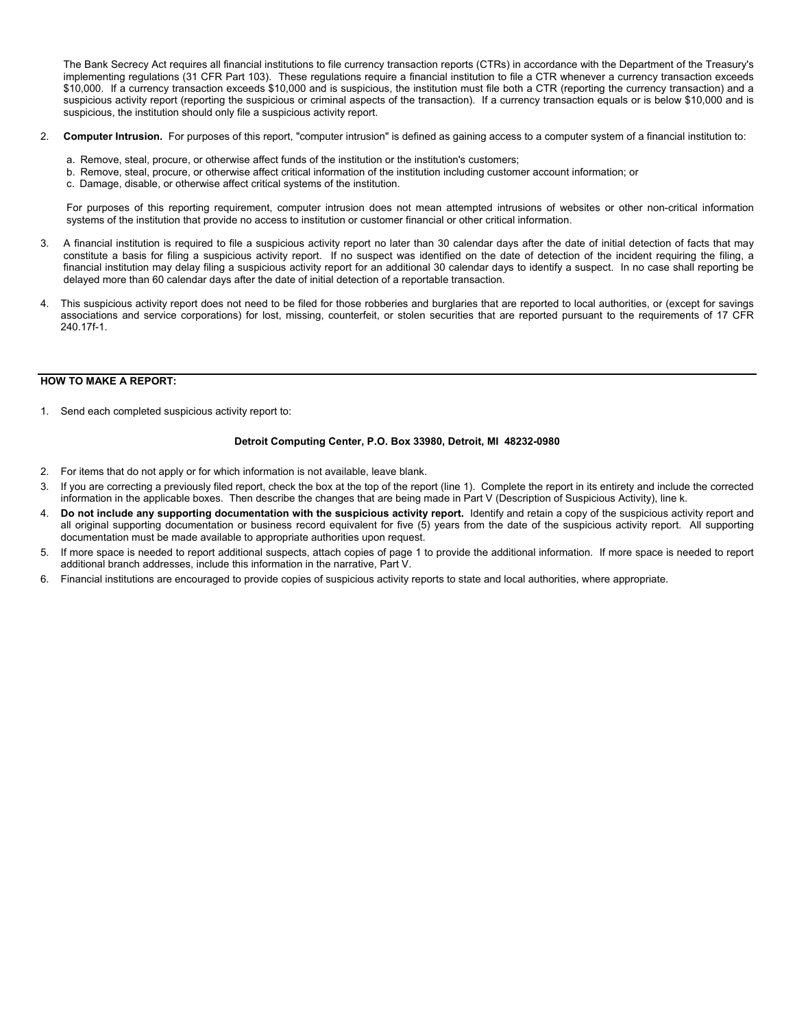The Bank Secrecy Act requires all financial institutions to file currency transaction reports (CTRs) in accordance with the Department of the Treasury's implementing regulations (31 CFR Part 103). These regulations require a financial institution to file a CTR whenever a currency transaction exceeds $10,000. If a currency transaction exceeds $10,000 and is suspicious, the institution must file both a CTR (reporting the currency transaction) and a suspicious activity report (reporting the suspicious or criminal aspects of the transaction). If a currency transaction equals or is below $10,000 and is suspicious, the institution should only file a suspicious activity report.

2. **Computer Intrusion.** For purposes of this report, "computer intrusion" is defined as gaining access to a computer system of a financial institution to:

   a. Remove, steal, procure, or otherwise affect funds of the institution or the institution's customers;
   b. Remove, steal, procure, or otherwise affect critical information of the institution including customer account information; or
   c. Damage, disable, or otherwise affect critical systems of the institution.

   For purposes of this reporting requirement, computer intrusion does not mean attempted intrusions of websites or other non-critical information systems of the institution that provide no access to institution or customer financial or other critical information.

3. A financial institution is required to file a suspicious activity report no later than 30 calendar days after the date of initial detection of facts that may constitute a basis for filing a suspicious activity report. If no suspect was identified on the date of detection of the incident requiring the filing, a financial institution may delay filing a suspicious activity report for an additional 30 calendar days to identify a suspect. In no case shall reporting be delayed more than 60 calendar days after the date of initial detection of a reportable transaction.

4. This suspicious activity report does not need to be filed for those robberies and burglaries that are reported to local authorities, or (except for savings associations and service corporations) for lost, missing, counterfeit, or stolen securities that are reported pursuant to the requirements of 17 CFR 240.17f-1.

**HOW TO MAKE A REPORT:**

1. Send each completed suspicious activity report to:

   **Detroit Computing Center, P.O. Box 33980, Detroit, MI 48232-0980**

2. For items that do not apply or for which information is not available, leave blank.
3. If you are correcting a previously filed report, check the box at the top of the report (line 1). Complete the report in its entirety and include the corrected information in the applicable boxes. Then describe the changes that are being made in Part V (Description of Suspicious Activity), line k.
4. **Do not include any supporting documentation with the suspicious activity report.** Identify and retain a copy of the suspicious activity report and all original supporting documentation or business record equivalent for five (5) years from the date of the suspicious activity report. All supporting documentation must be made available to appropriate authorities upon request.
5. If more space is needed to report additional suspects, attach copies of page 1 to provide the additional information. If more space is needed to report additional branch addresses, include this information in the narrative, Part V.
6. Financial institutions are encouraged to provide copies of suspicious activity reports to state and local authorities, where appropriate.